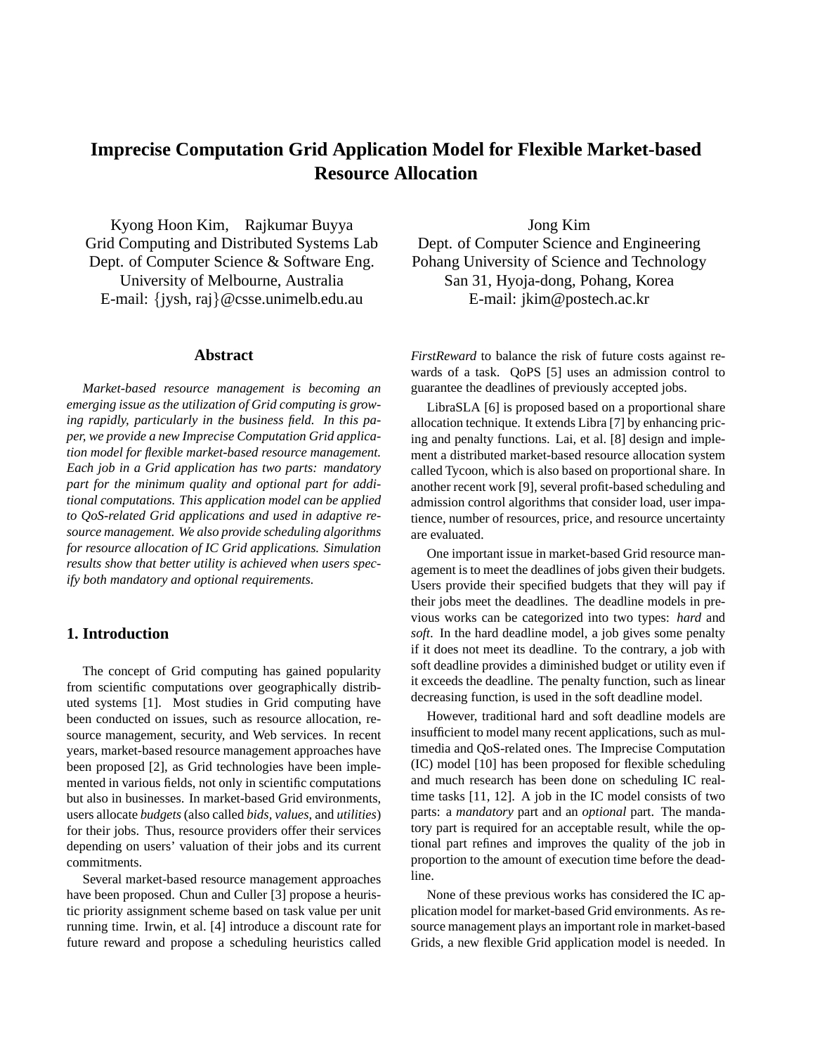# Imprecise Computation Grid Application Model for Flexible Market-based Resource Allocation

Kyong Hoon Kim, Rajkumar Buyya
Grid Computing and Distributed Systems Lab
Dept. of Computer Science & Software Eng.
University of Melbourne, Australia
E-mail: {jysh, raj}@csse.unimelb.edu.au

Jong Kim
Dept. of Computer Science and Engineering
Pohang University of Science and Technology
San 31, Hyoja-dong, Pohang, Korea
E-mail: jkim@postech.ac.kr

## Abstract

*Market-based resource management is becoming an emerging issue as the utilization of Grid computing is growing rapidly, particularly in the business field. In this paper, we provide a new Imprecise Computation Grid application model for flexible market-based resource management. Each job in a Grid application has two parts: mandatory part for the minimum quality and optional part for additional computations. This application model can be applied to QoS-related Grid applications and used in adaptive resource management. We also provide scheduling algorithms for resource allocation of IC Grid applications. Simulation results show that better utility is achieved when users specify both mandatory and optional requirements.*

## 1. Introduction

The concept of Grid computing has gained popularity from scientific computations over geographically distributed systems [1]. Most studies in Grid computing have been conducted on issues, such as resource allocation, resource management, security, and Web services. In recent years, market-based resource management approaches have been proposed [2], as Grid technologies have been implemented in various fields, not only in scientific computations but also in businesses. In market-based Grid environments, users allocate *budgets* (also called *bids*, *values*, and *utilities*) for their jobs. Thus, resource providers offer their services depending on users' valuation of their jobs and its current commitments.

Several market-based resource management approaches have been proposed. Chun and Culler [3] propose a heuristic priority assignment scheme based on task value per unit running time. Irwin, et al. [4] introduce a discount rate for future reward and propose a scheduling heuristics called *FirstReward* to balance the risk of future costs against rewards of a task. QoPS [5] uses an admission control to guarantee the deadlines of previously accepted jobs.

LibraSLA [6] is proposed based on a proportional share allocation technique. It extends Libra [7] by enhancing pricing and penalty functions. Lai, et al. [8] design and implement a distributed market-based resource allocation system called Tycoon, which is also based on proportional share. In another recent work [9], several profit-based scheduling and admission control algorithms that consider load, user impatience, number of resources, price, and resource uncertainty are evaluated.

One important issue in market-based Grid resource management is to meet the deadlines of jobs given their budgets. Users provide their specified budgets that they will pay if their jobs meet the deadlines. The deadline models in previous works can be categorized into two types: *hard* and *soft*. In the hard deadline model, a job gives some penalty if it does not meet its deadline. To the contrary, a job with soft deadline provides a diminished budget or utility even if it exceeds the deadline. The penalty function, such as linear decreasing function, is used in the soft deadline model.

However, traditional hard and soft deadline models are insufficient to model many recent applications, such as multimedia and QoS-related ones. The Imprecise Computation (IC) model [10] has been proposed for flexible scheduling and much research has been done on scheduling IC real-time tasks [11, 12]. A job in the IC model consists of two parts: a *mandatory* part and an *optional* part. The mandatory part is required for an acceptable result, while the optional part refines and improves the quality of the job in proportion to the amount of execution time before the deadline.

None of these previous works has considered the IC application model for market-based Grid environments. As resource management plays an important role in market-based Grids, a new flexible Grid application model is needed. In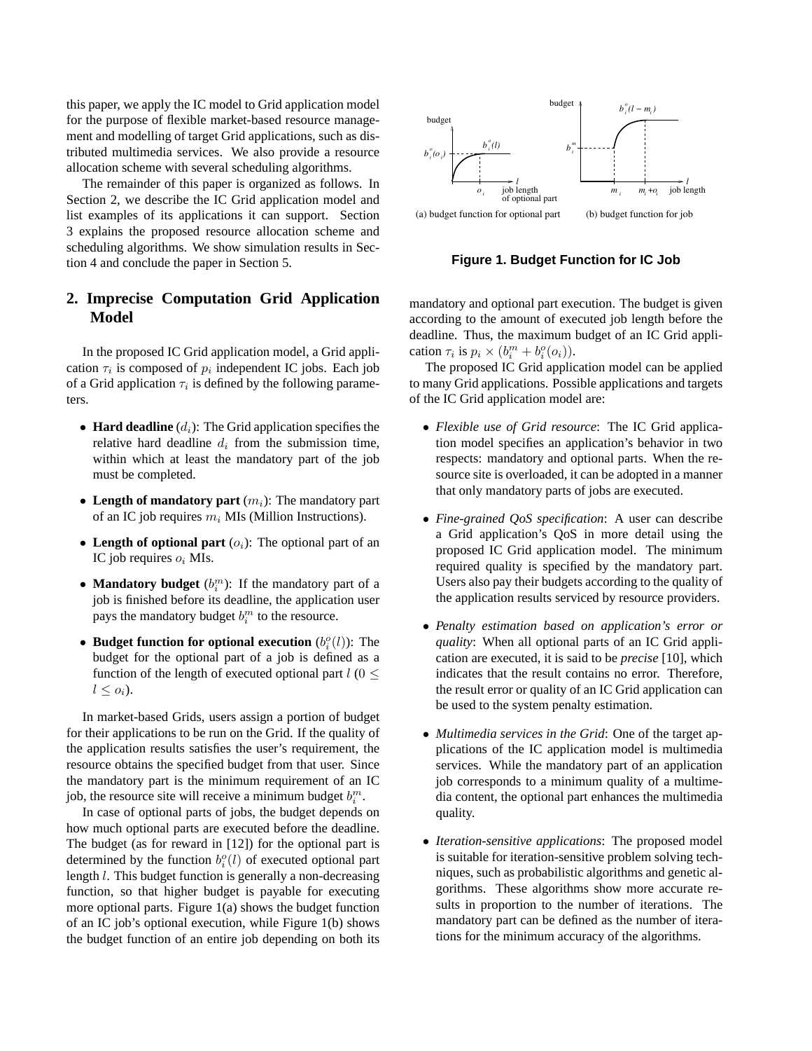this paper, we apply the IC model to Grid application model for the purpose of flexible market-based resource management and modelling of target Grid applications, such as distributed multimedia services. We also provide a resource allocation scheme with several scheduling algorithms.

The remainder of this paper is organized as follows. In Section 2, we describe the IC Grid application model and list examples of its applications it can support. Section 3 explains the proposed resource allocation scheme and scheduling algorithms. We show simulation results in Section 4 and conclude the paper in Section 5.

## 2. Imprecise Computation Grid Application Model

In the proposed IC Grid application model, a Grid application $\tau_i$ is composed of $p_i$ independent IC jobs. Each job of a Grid application $\tau_i$ is defined by the following parameters.

- **Hard deadline** ($d_i$): The Grid application specifies the relative hard deadline $d_i$ from the submission time, within which at least the mandatory part of the job must be completed.
- **Length of mandatory part** ($m_i$): The mandatory part of an IC job requires $m_i$ MIs (Million Instructions).
- **Length of optional part** ($o_i$): The optional part of an IC job requires $o_i$ MIs.
- **Mandatory budget** ($b_i^m$): If the mandatory part of a job is finished before its deadline, the application user pays the mandatory budget $b_i^m$ to the resource.
- **Budget function for optional execution** ($b_i^o(l)$): The budget for the optional part of a job is defined as a function of the length of executed optional part $l$ ($0 \leq l \leq o_i$).

In market-based Grids, users assign a portion of budget for their applications to be run on the Grid. If the quality of the application results satisfies the user's requirement, the resource obtains the specified budget from that user. Since the mandatory part is the minimum requirement of an IC job, the resource site will receive a minimum budget $b_i^m$.

In case of optional parts of jobs, the budget depends on how much optional parts are executed before the deadline. The budget (as for reward in [12]) for the optional part is determined by the function $b_i^o(l)$ of executed optional part length $l$. This budget function is generally a non-decreasing function, so that higher budget is payable for executing more optional parts. Figure 1(a) shows the budget function of an IC job's optional execution, while Figure 1(b) shows the budget function of an entire job depending on both its mandatory and optional part execution. The budget is given according to the amount of executed job length before the deadline. Thus, the maximum budget of an IC Grid application $\tau_i$ is $p_i \times (b_i^m + b_i^o(o_i))$.

(a) budget function for optional part (b) budget function for job

**Figure 1. Budget Function for IC Job**

The proposed IC Grid application model can be applied to many Grid applications. Possible applications and targets of the IC Grid application model are:

- *Flexible use of Grid resource*: The IC Grid application model specifies an application's behavior in two respects: mandatory and optional parts. When the resource site is overloaded, it can be adopted in a manner that only mandatory parts of jobs are executed.
- *Fine-grained QoS specification*: A user can describe a Grid application's QoS in more detail using the proposed IC Grid application model. The minimum required quality is specified by the mandatory part. Users also pay their budgets according to the quality of the application results serviced by resource providers.
- *Penalty estimation based on application's error or quality*: When all optional parts of an IC Grid application are executed, it is said to be *precise* [10], which indicates that the result contains no error. Therefore, the result error or quality of an IC Grid application can be used to the system penalty estimation.
- *Multimedia services in the Grid*: One of the target applications of the IC application model is multimedia services. While the mandatory part of an application job corresponds to a minimum quality of a multimedia content, the optional part enhances the multimedia quality.
- *Iteration-sensitive applications*: The proposed model is suitable for iteration-sensitive problem solving techniques, such as probabilistic algorithms and genetic algorithms. These algorithms show more accurate results in proportion to the number of iterations. The mandatory part can be defined as the number of iterations for the minimum accuracy of the algorithms.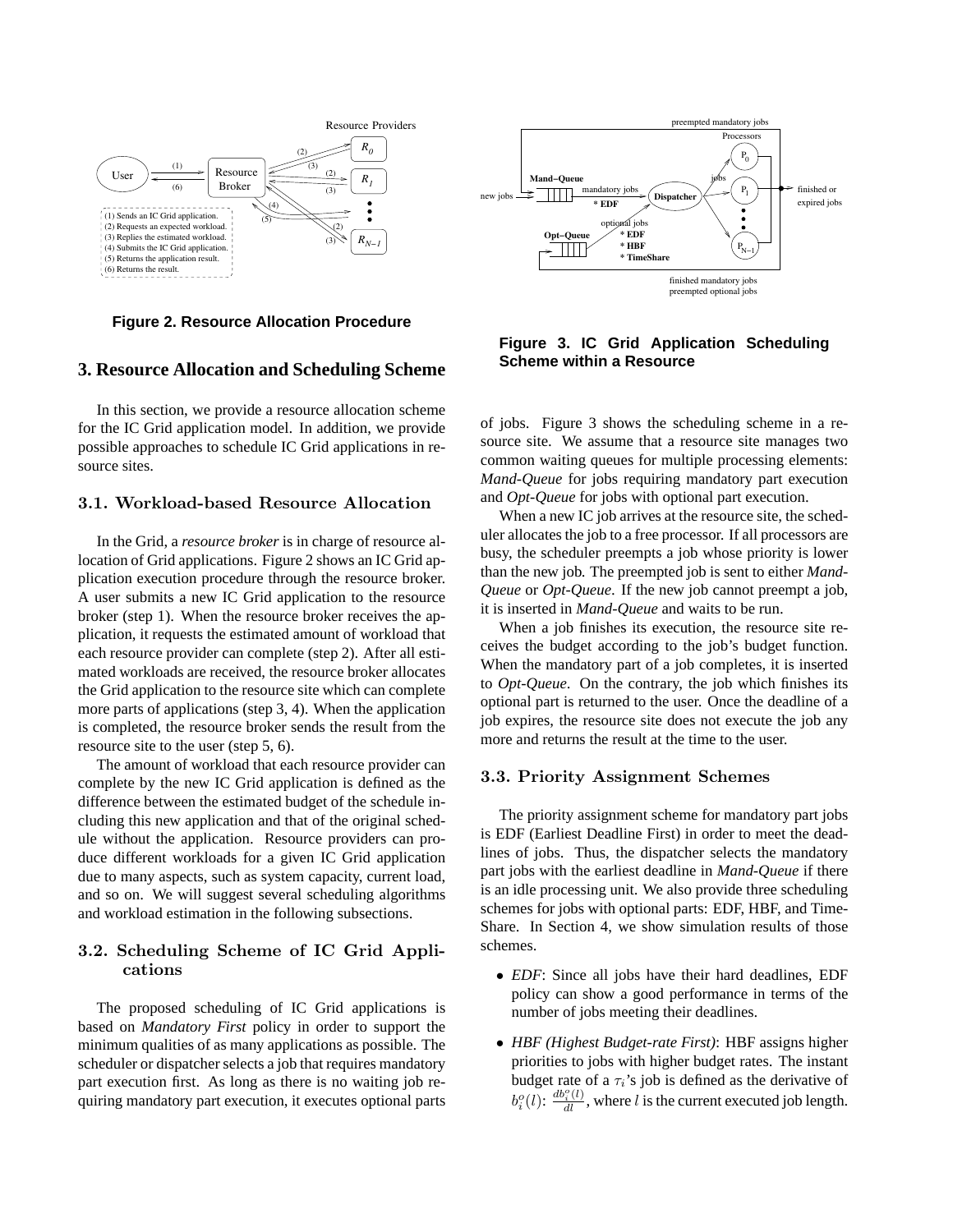Resource Providers

User

(1)

(6)

Resource Broker

(2)

(3)

$R_0$

$R_1$

(4)

(5)

$R_{N-1}$

(1) Sends an IC Grid application.
(2) Requests an expected workload.
(3) Replies the estimated workload.
(4) Submits the IC Grid application.
(5) Returns the application result.
(6) Returns the result.

**Figure 2. Resource Allocation Procedure**

preempted mandatory jobs

Processors

$P_0$

$P_1$

$P_{N-1}$

Mand–Queue

new jobs

mandatory jobs
* EDF

Dispatcher

jobs

finished or expired jobs

optional jobs
* EDF
* HBF
* TimeShare

Opt–Queue

finished mandatory jobs
preempted optional jobs

**Figure 3. IC Grid Application Scheduling Scheme within a Resource**

## 3. Resource Allocation and Scheduling Scheme

In this section, we provide a resource allocation scheme for the IC Grid application model. In addition, we provide possible approaches to schedule IC Grid applications in resource sites.

### 3.1. Workload-based Resource Allocation

In the Grid, a *resource broker* is in charge of resource allocation of Grid applications. Figure 2 shows an IC Grid application execution procedure through the resource broker. A user submits a new IC Grid application to the resource broker (step 1). When the resource broker receives the application, it requests the estimated amount of workload that each resource provider can complete (step 2). After all estimated workloads are received, the resource broker allocates the Grid application to the resource site which can complete more parts of applications (step 3, 4). When the application is completed, the resource broker sends the result from the resource site to the user (step 5, 6).

The amount of workload that each resource provider can complete by the new IC Grid application is defined as the difference between the estimated budget of the schedule including this new application and that of the original schedule without the application. Resource providers can produce different workloads for a given IC Grid application due to many aspects, such as system capacity, current load, and so on. We will suggest several scheduling algorithms and workload estimation in the following subsections.

### 3.2. Scheduling Scheme of IC Grid Applications

The proposed scheduling of IC Grid applications is based on *Mandatory First* policy in order to support the minimum qualities of as many applications as possible. The scheduler or dispatcher selects a job that requires mandatory part execution first. As long as there is no waiting job requiring mandatory part execution, it executes optional parts of jobs. Figure 3 shows the scheduling scheme in a resource site. We assume that a resource site manages two common waiting queues for multiple processing elements: *Mand-Queue* for jobs requiring mandatory part execution and *Opt-Queue* for jobs with optional part execution.

When a new IC job arrives at the resource site, the scheduler allocates the job to a free processor. If all processors are busy, the scheduler preempts a job whose priority is lower than the new job. The preempted job is sent to either *Mand-Queue* or *Opt-Queue*. If the new job cannot preempt a job, it is inserted in *Mand-Queue* and waits to be run.

When a job finishes its execution, the resource site receives the budget according to the job's budget function. When the mandatory part of a job completes, it is inserted to *Opt-Queue*. On the contrary, the job which finishes its optional part is returned to the user. Once the deadline of a job expires, the resource site does not execute the job any more and returns the result at the time to the user.

### 3.3. Priority Assignment Schemes

The priority assignment scheme for mandatory part jobs is EDF (Earliest Deadline First) in order to meet the deadlines of jobs. Thus, the dispatcher selects the mandatory part jobs with the earliest deadline in *Mand-Queue* if there is an idle processing unit. We also provide three scheduling schemes for jobs with optional parts: EDF, HBF, and Time-Share. In Section 4, we show simulation results of those schemes.

- *EDF*: Since all jobs have their hard deadlines, EDF policy can show a good performance in terms of the number of jobs meeting their deadlines.
- *HBF (Highest Budget-rate First)*: HBF assigns higher priorities to jobs with higher budget rates. The instant budget rate of a $\tau_i$'s job is defined as the derivative of $b_i^o(l)$: $\frac{db_i^o(l)}{dl}$, where $l$ is the current executed job length.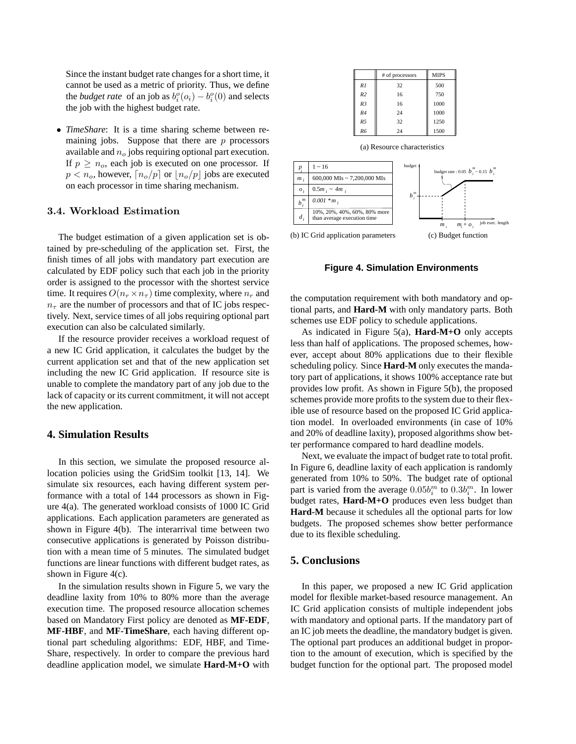Since the instant budget rate changes for a short time, it cannot be used as a metric of priority. Thus, we define the *budget rate* of an job as $b_i^o(o_i) - b_i^o(0)$ and selects the job with the highest budget rate.

- *TimeShare*: It is a time sharing scheme between remaining jobs. Suppose that there are $p$ processors available and $n_o$ jobs requiring optional part execution. If $p \geq n_o$, each job is executed on one processor. If $p < n_o$, however, $\lceil n_o/p \rceil$ or $\lfloor n_o/p \rfloor$ jobs are executed on each processor in time sharing mechanism.

### 3.4. Workload Estimation

The budget estimation of a given application set is obtained by pre-scheduling of the application set. First, the finish times of all jobs with mandatory part execution are calculated by EDF policy such that each job in the priority order is assigned to the processor with the shortest service time. It requires $O(n_r \times n_\tau)$ time complexity, where $n_r$ and $n_\tau$ are the number of processors and that of IC jobs respectively. Next, service times of all jobs requiring optional part execution can also be calculated similarly.

If the resource provider receives a workload request of a new IC Grid application, it calculates the budget by the current application set and that of the new application set including the new IC Grid application. If resource site is unable to complete the mandatory part of any job due to the lack of capacity or its current commitment, it will not accept the new application.

## 4. Simulation Results

In this section, we simulate the proposed resource allocation policies using the GridSim toolkit [13, 14]. We simulate six resources, each having different system performance with a total of 144 processors as shown in Figure 4(a). The generated workload consists of 1000 IC Grid applications. Each application parameters are generated as shown in Figure 4(b). The interarrival time between two consecutive applications is generated by Poisson distribution with a mean time of 5 minutes. The simulated budget functions are linear functions with different budget rates, as shown in Figure 4(c).

In the simulation results shown in Figure 5, we vary the deadline laxity from 10% to 80% more than the average execution time. The proposed resource allocation schemes based on Mandatory First policy are denoted as **MF-EDF**, **MF-HBF**, and **MF-TimeShare**, each having different optional part scheduling algorithms: EDF, HBF, and TimeShare, respectively. In order to compare the previous hard deadline application model, we simulate **Hard-M+O** with the computation requirement with both mandatory and optional parts, and **Hard-M** with only mandatory parts. Both schemes use EDF policy to schedule applications.

|  | # of processors | MIPS |
|---|---|---|
| *R1* | 32 | 500 |
| *R2* | 16 | 750 |
| *R3* | 16 | 1000 |
| *R4* | 24 | 1000 |
| *R5* | 32 | 1250 |
| *R6* | 24 | 1500 |

(a) Resource characteristics

| | |
|---|---|
| $p_i$ | 1 ~ 16 |
| $m_i$ | 600,000 MIs ~ 7,200,000 MIs |
| $o_i$ | $0.5m_i$ ~ $4m_i$ |
| $b_i^m$ | $0.001 * m_i$ |
| $d_i$ | 10%, 20%, 40%, 60%, 80% more than average execution time |

(b) IC Grid application parameters

(c) Budget function

**Figure 4. Simulation Environments**

As indicated in Figure 5(a), **Hard-M+O** only accepts less than half of applications. The proposed schemes, however, accept about 80% applications due to their flexible scheduling policy. Since **Hard-M** only executes the mandatory part of applications, it shows 100% acceptance rate but provides low profit. As shown in Figure 5(b), the proposed schemes provide more profits to the system due to their flexible use of resource based on the proposed IC Grid application model. In overloaded environments (in case of 10% and 20% of deadline laxity), proposed algorithms show better performance compared to hard deadline models.

Next, we evaluate the impact of budget rate to total profit. In Figure 6, deadline laxity of each application is randomly generated from 10% to 50%. The budget rate of optional part is varied from the average $0.05b_i^m$ to $0.3b_i^m$. In lower budget rates, **Hard-M+O** produces even less budget than **Hard-M** because it schedules all the optional parts for low budgets. The proposed schemes show better performance due to its flexible scheduling.

## 5. Conclusions

In this paper, we proposed a new IC Grid application model for flexible market-based resource management. An IC Grid application consists of multiple independent jobs with mandatory and optional parts. If the mandatory part of an IC job meets the deadline, the mandatory budget is given. The optional part produces an additional budget in proportion to the amount of execution, which is specified by the budget function for the optional part. The proposed model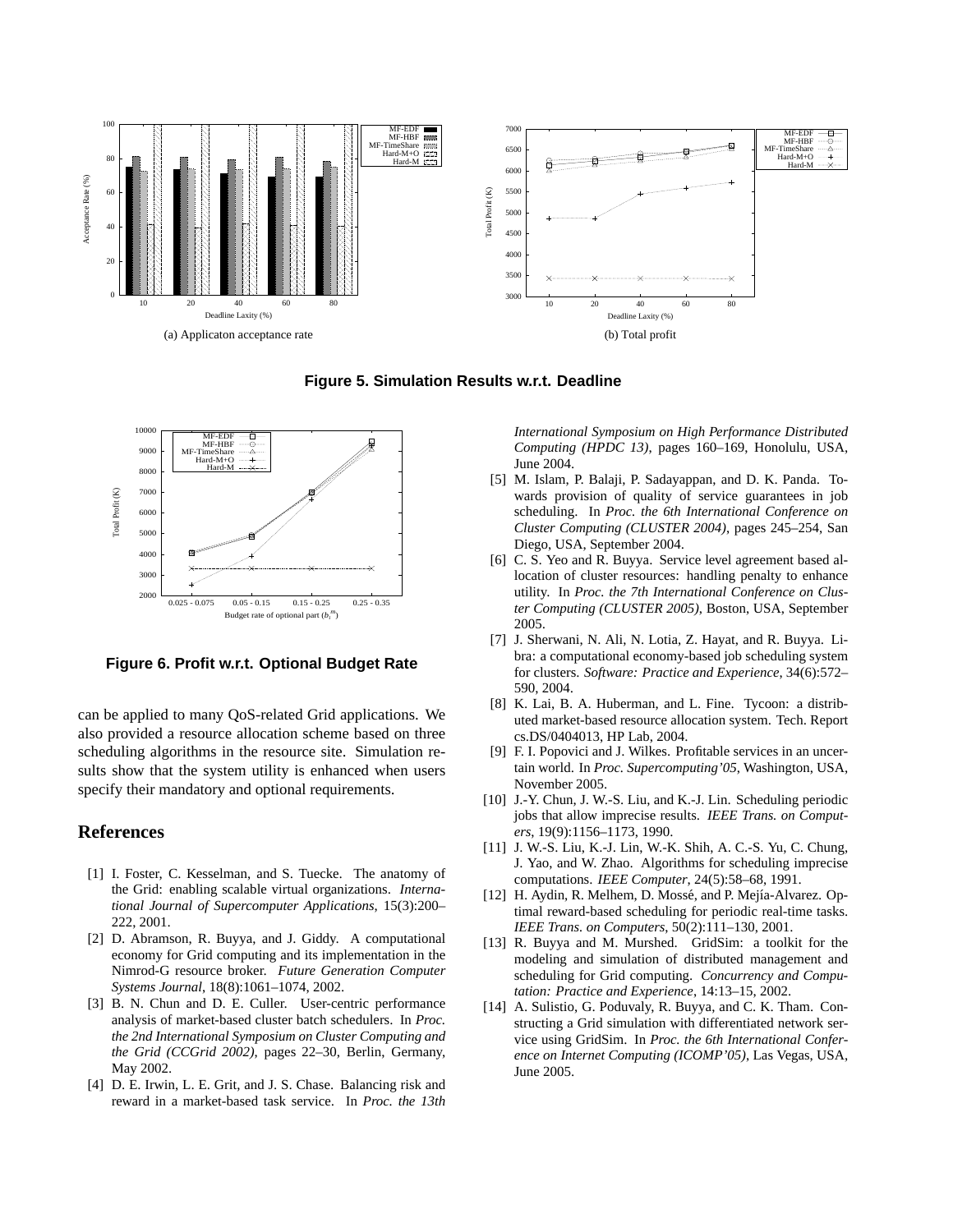100

80

60

40

20

0

Acceptance Rate (%)

10 20 40 60 80

Deadline Laxity (%)

MF-EDF
MF-HBF
MF-TimeShare
Hard-M+O
Hard-M

(a) Applicaton acceptance rate

7000

6500

6000

5500

5000

4500

4000

3500

3000

Total Profit (K)

10 20 40 60 80

Deadline Laxity (%)

MF-EDF
MF-HBF
MF-TimeShare
Hard-M+O
Hard-M

(b) Total profit

**Figure 5. Simulation Results w.r.t. Deadline**

10000

9000

8000

7000

6000

5000

4000

3000

2000

Total Profit (K)

0.025 - 0.075 0.05 - 0.15 0.15 - 0.25 0.25 - 0.35

Budget rate of optional part ($b_i^{m}$)

MF-EDF
MF-HBF
MF-TimeShare
Hard-M+O
Hard-M

**Figure 6. Profit w.r.t. Optional Budget Rate**

can be applied to many QoS-related Grid applications. We also provided a resource allocation scheme based on three scheduling algorithms in the resource site. Simulation results show that the system utility is enhanced when users specify their mandatory and optional requirements.

## References

[1] I. Foster, C. Kesselman, and S. Tuecke. The anatomy of the Grid: enabling scalable virtual organizations. *International Journal of Supercomputer Applications*, 15(3):200–222, 2001.

[2] D. Abramson, R. Buyya, and J. Giddy. A computational economy for Grid computing and its implementation in the Nimrod-G resource broker. *Future Generation Computer Systems Journal*, 18(8):1061–1074, 2002.

[3] B. N. Chun and D. E. Culler. User-centric performance analysis of market-based cluster batch schedulers. In *Proc. the 2nd International Symposium on Cluster Computing and the Grid (CCGrid 2002)*, pages 22–30, Berlin, Germany, May 2002.

[4] D. E. Irwin, L. E. Grit, and J. S. Chase. Balancing risk and reward in a market-based task service. In *Proc. the 13th International Symposium on High Performance Distributed Computing (HPDC 13)*, pages 160–169, Honolulu, USA, June 2004.

[5] M. Islam, P. Balaji, P. Sadayappan, and D. K. Panda. Towards provision of quality of service guarantees in job scheduling. In *Proc. the 6th International Conference on Cluster Computing (CLUSTER 2004)*, pages 245–254, San Diego, USA, September 2004.

[6] C. S. Yeo and R. Buyya. Service level agreement based allocation of cluster resources: handling penalty to enhance utility. In *Proc. the 7th International Conference on Cluster Computing (CLUSTER 2005)*, Boston, USA, September 2005.

[7] J. Sherwani, N. Ali, N. Lotia, Z. Hayat, and R. Buyya. Libra: a computational economy-based job scheduling system for clusters. *Software: Practice and Experience*, 34(6):572–590, 2004.

[8] K. Lai, B. A. Huberman, and L. Fine. Tycoon: a distributed market-based resource allocation system. Tech. Report cs.DS/0404013, HP Lab, 2004.

[9] F. I. Popovici and J. Wilkes. Profitable services in an uncertain world. In *Proc. Supercomputing'05*, Washington, USA, November 2005.

[10] J.-Y. Chun, J. W.-S. Liu, and K.-J. Lin. Scheduling periodic jobs that allow imprecise results. *IEEE Trans. on Computers*, 19(9):1156–1173, 1990.

[11] J. W.-S. Liu, K.-J. Lin, W.-K. Shih, A. C.-S. Yu, C. Chung, J. Yao, and W. Zhao. Algorithms for scheduling imprecise computations. *IEEE Computer*, 24(5):58–68, 1991.

[12] H. Aydin, R. Melhem, D. Mossé, and P. Mejía-Alvarez. Optimal reward-based scheduling for periodic real-time tasks. *IEEE Trans. on Computers*, 50(2):111–130, 2001.

[13] R. Buyya and M. Murshed. GridSim: a toolkit for the modeling and simulation of distributed management and scheduling for Grid computing. *Concurrency and Computation: Practice and Experience*, 14:13–15, 2002.

[14] A. Sulistio, G. Poduvaly, R. Buyya, and C. K. Tham. Constructing a Grid simulation with differentiated network service using GridSim. In *Proc. the 6th International Conference on Internet Computing (ICOMP'05)*, Las Vegas, USA, June 2005.